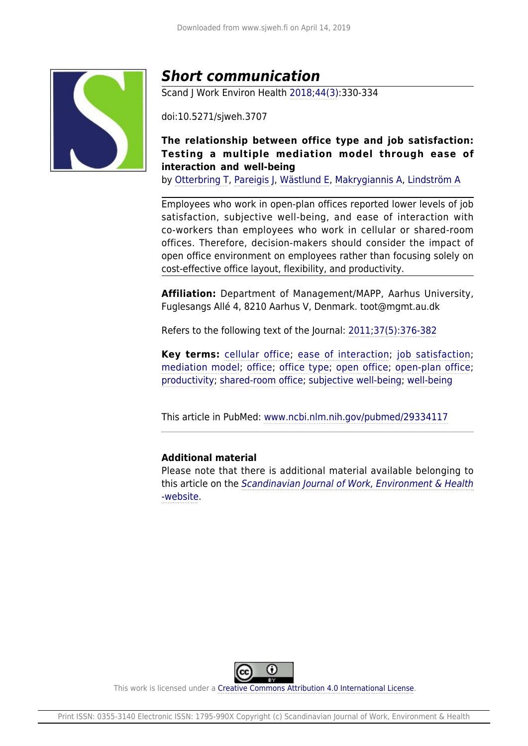# *Short communication*

Scand J Work Environ Health 2018;44(3):330-334

doi:10.5271/sjweh.3707

**The relationship between office type and job satisfaction: Testing a multiple mediation model through ease of interaction and well-being**

by Otterbring T, Pareigis J, Wästlund E, Makrygiannis A, Lindström A

Employees who work in open-plan offices reported lower levels of job satisfaction, subjective well-being, and ease of interaction with co-workers than employees who work in cellular or shared-room offices. Therefore, decision-makers should consider the impact of open office environment on employees rather than focusing solely on cost-effective office layout, flexibility, and productivity.

**Affiliation:** Department of Management/MAPP, Aarhus University, Fuglesangs Allé 4, 8210 Aarhus V, Denmark. toot@mgmt.au.dk

Refers to the following text of the Journal: 2011;37(5):376-382

**Key terms:** cellular office; ease of interaction; job satisfaction; mediation model; office; office type; open office; open-plan office; productivity; shared-room office; subjective well-being; well-being

This article in PubMed: www.ncbi.nlm.nih.gov/pubmed/29334117

**Additional material**

Please note that there is additional material available belonging to this article on the *Scandinavian Journal of Work, Environment & Health* -website.

This work is licensed under a Creative Commons Attribution 4.0 International License.

Print ISSN: 0355-3140 Electronic ISSN: 1795-990X Copyright (c) Scandinavian Journal of Work, Environment & Health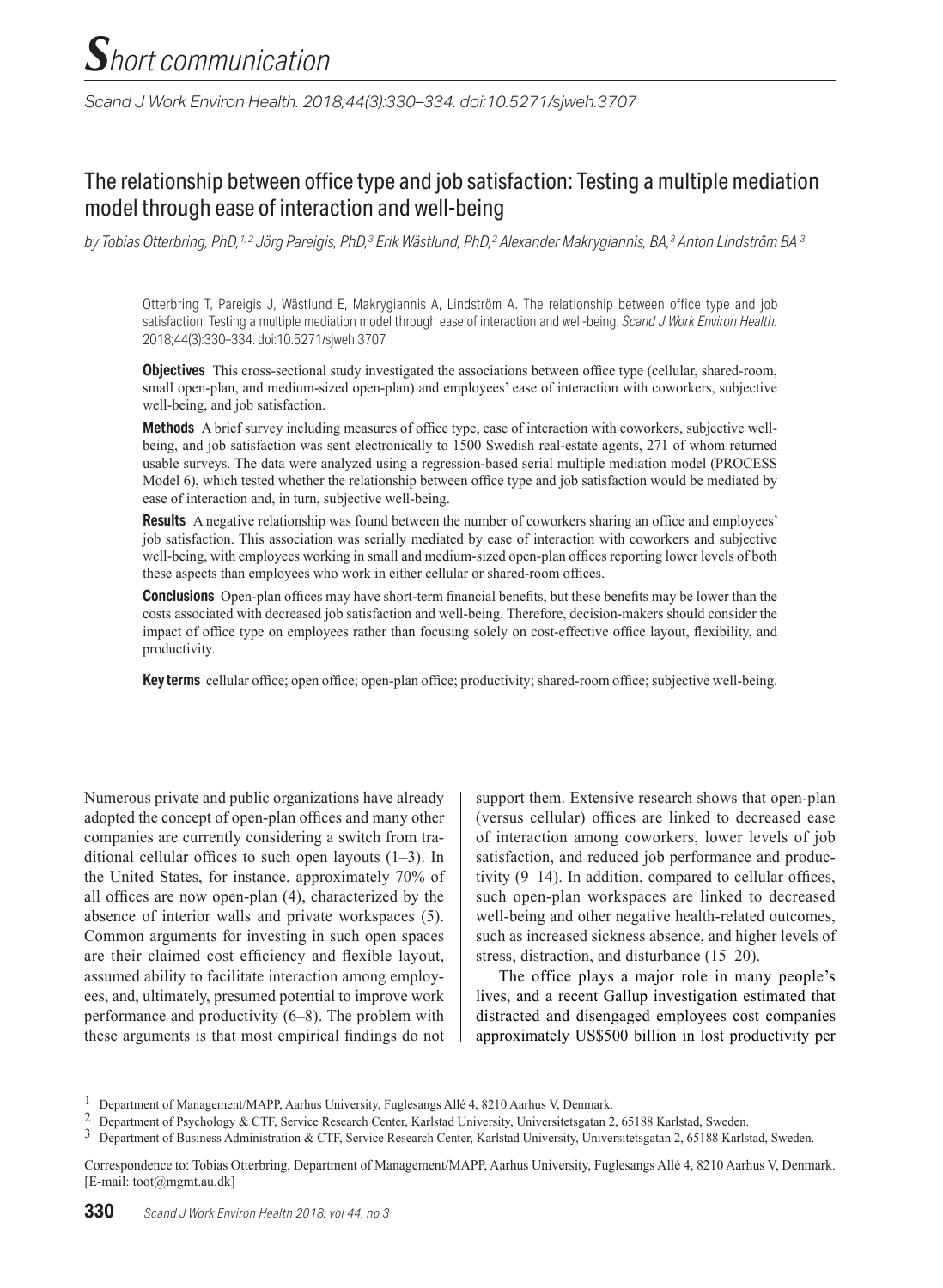# *S*hort communication

*Scand J Work Environ Health. 2018;44(3):330–334. doi:10.5271/sjweh.3707*

## The relationship between office type and job satisfaction: Testing a multiple mediation model through ease of interaction and well-being

*by Tobias Otterbring, PhD,[1,2] Jörg Pareigis, PhD,[3] Erik Wästlund, PhD,[2] Alexander Makrygiannis, BA,[3] Anton Lindström BA[3]*

Otterbring T, Pareigis J, Wästlund E, Makrygiannis A, Lindström A. The relationship between office type and job satisfaction: Testing a multiple mediation model through ease of interaction and well-being. *Scand J Work Environ Health*. 2018;44(3):330–334. doi:10.5271/sjweh.3707

**Objectives** This cross-sectional study investigated the associations between office type (cellular, shared-room, small open-plan, and medium-sized open-plan) and employees' ease of interaction with coworkers, subjective well-being, and job satisfaction.

**Methods** A brief survey including measures of office type, ease of interaction with coworkers, subjective well-being, and job satisfaction was sent electronically to 1500 Swedish real-estate agents, 271 of whom returned usable surveys. The data were analyzed using a regression-based serial multiple mediation model (PROCESS Model 6), which tested whether the relationship between office type and job satisfaction would be mediated by ease of interaction and, in turn, subjective well-being.

**Results** A negative relationship was found between the number of coworkers sharing an office and employees' job satisfaction. This association was serially mediated by ease of interaction with coworkers and subjective well-being, with employees working in small and medium-sized open-plan offices reporting lower levels of both these aspects than employees who work in either cellular or shared-room offices.

**Conclusions** Open-plan offices may have short-term financial benefits, but these benefits may be lower than the costs associated with decreased job satisfaction and well-being. Therefore, decision-makers should consider the impact of office type on employees rather than focusing solely on cost-effective office layout, flexibility, and productivity.

**Key terms** cellular office; open office; open-plan office; productivity; shared-room office; subjective well-being.

Numerous private and public organizations have already adopted the concept of open-plan offices and many other companies are currently considering a switch from traditional cellular offices to such open layouts (1–3). In the United States, for instance, approximately 70% of all offices are now open-plan (4), characterized by the absence of interior walls and private workspaces (5). Common arguments for investing in such open spaces are their claimed cost efficiency and flexible layout, assumed ability to facilitate interaction among employees, and, ultimately, presumed potential to improve work performance and productivity (6–8). The problem with these arguments is that most empirical findings do not support them. Extensive research shows that open-plan (versus cellular) offices are linked to decreased ease of interaction among coworkers, lower levels of job satisfaction, and reduced job performance and productivity (9–14). In addition, compared to cellular offices, such open-plan workspaces are linked to decreased well-being and other negative health-related outcomes, such as increased sickness absence, and higher levels of stress, distraction, and disturbance (15–20).

The office plays a major role in many people's lives, and a recent Gallup investigation estimated that distracted and disengaged employees cost companies approximately US$500 billion in lost productivity per

[1] Department of Management/MAPP, Aarhus University, Fuglesangs Allé 4, 8210 Aarhus V, Denmark.
[2] Department of Psychology & CTF, Service Research Center, Karlstad University, Universitetsgatan 2, 65188 Karlstad, Sweden.
[3] Department of Business Administration & CTF, Service Research Center, Karlstad University, Universitetsgatan 2, 65188 Karlstad, Sweden.

Correspondence to: Tobias Otterbring, Department of Management/MAPP, Aarhus University, Fuglesangs Allé 4, 8210 Aarhus V, Denmark. [E-mail: toot@mgmt.au.dk]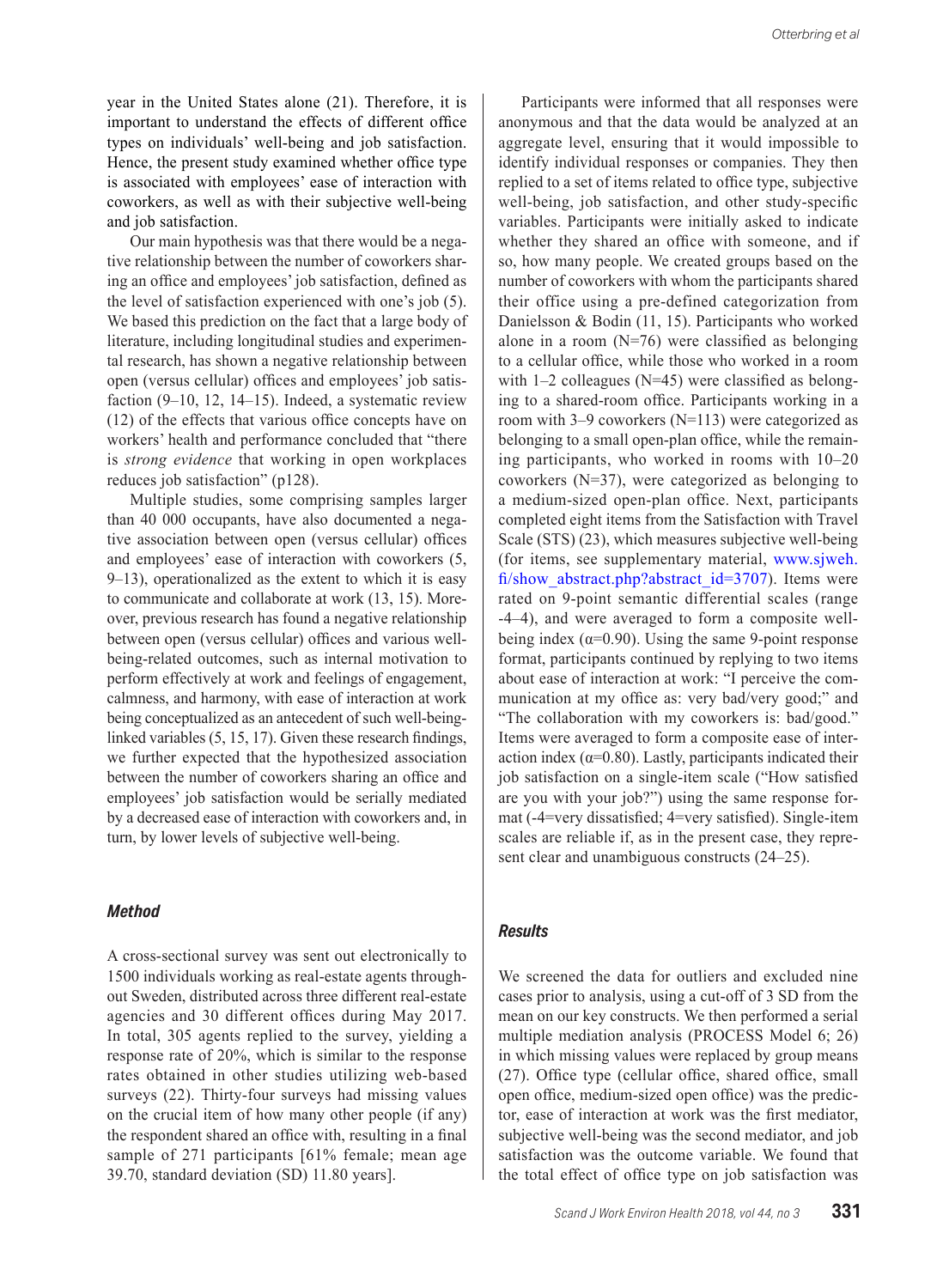year in the United States alone (21). Therefore, it is important to understand the effects of different office types on individuals' well-being and job satisfaction. Hence, the present study examined whether office type is associated with employees' ease of interaction with coworkers, as well as with their subjective well-being and job satisfaction.

Our main hypothesis was that there would be a negative relationship between the number of coworkers sharing an office and employees' job satisfaction, defined as the level of satisfaction experienced with one's job (5). We based this prediction on the fact that a large body of literature, including longitudinal studies and experimental research, has shown a negative relationship between open (versus cellular) offices and employees' job satisfaction (9–10, 12, 14–15). Indeed, a systematic review (12) of the effects that various office concepts have on workers' health and performance concluded that "there is *strong evidence* that working in open workplaces reduces job satisfaction" (p128).

Multiple studies, some comprising samples larger than 40 000 occupants, have also documented a negative association between open (versus cellular) offices and employees' ease of interaction with coworkers (5, 9–13), operationalized as the extent to which it is easy to communicate and collaborate at work (13, 15). Moreover, previous research has found a negative relationship between open (versus cellular) offices and various well-being-related outcomes, such as internal motivation to perform effectively at work and feelings of engagement, calmness, and harmony, with ease of interaction at work being conceptualized as an antecedent of such well-being-linked variables (5, 15, 17). Given these research findings, we further expected that the hypothesized association between the number of coworkers sharing an office and employees' job satisfaction would be serially mediated by a decreased ease of interaction with coworkers and, in turn, by lower levels of subjective well-being.

## Method

A cross-sectional survey was sent out electronically to 1500 individuals working as real-estate agents throughout Sweden, distributed across three different real-estate agencies and 30 different offices during May 2017. In total, 305 agents replied to the survey, yielding a response rate of 20%, which is similar to the response rates obtained in other studies utilizing web-based surveys (22). Thirty-four surveys had missing values on the crucial item of how many other people (if any) the respondent shared an office with, resulting in a final sample of 271 participants [61% female; mean age 39.70, standard deviation (SD) 11.80 years].

Participants were informed that all responses were anonymous and that the data would be analyzed at an aggregate level, ensuring that it would impossible to identify individual responses or companies. They then replied to a set of items related to office type, subjective well-being, job satisfaction, and other study-specific variables. Participants were initially asked to indicate whether they shared an office with someone, and if so, how many people. We created groups based on the number of coworkers with whom the participants shared their office using a pre-defined categorization from Danielsson & Bodin (11, 15). Participants who worked alone in a room (N=76) were classified as belonging to a cellular office, while those who worked in a room with 1–2 colleagues (N=45) were classified as belonging to a shared-room office. Participants working in a room with 3–9 coworkers (N=113) were categorized as belonging to a small open-plan office, while the remaining participants, who worked in rooms with 10–20 coworkers (N=37), were categorized as belonging to a medium-sized open-plan office. Next, participants completed eight items from the Satisfaction with Travel Scale (STS) (23), which measures subjective well-being (for items, see supplementary material, www.sjweh.fi/show_abstract.php?abstract_id=3707). Items were rated on 9-point semantic differential scales (range -4–4), and were averaged to form a composite well-being index ($\alpha$=0.90). Using the same 9-point response format, participants continued by replying to two items about ease of interaction at work: "I perceive the communication at my office as: very bad/very good;" and "The collaboration with my coworkers is: bad/good." Items were averaged to form a composite ease of interaction index ($\alpha$=0.80). Lastly, participants indicated their job satisfaction on a single-item scale ("How satisfied are you with your job?") using the same response format (-4=very dissatisfied; 4=very satisfied). Single-item scales are reliable if, as in the present case, they represent clear and unambiguous constructs (24–25).

## Results

We screened the data for outliers and excluded nine cases prior to analysis, using a cut-off of 3 SD from the mean on our key constructs. We then performed a serial multiple mediation analysis (PROCESS Model 6; 26) in which missing values were replaced by group means (27). Office type (cellular office, shared office, small open office, medium-sized open office) was the predictor, ease of interaction at work was the first mediator, subjective well-being was the second mediator, and job satisfaction was the outcome variable. We found that the total effect of office type on job satisfaction was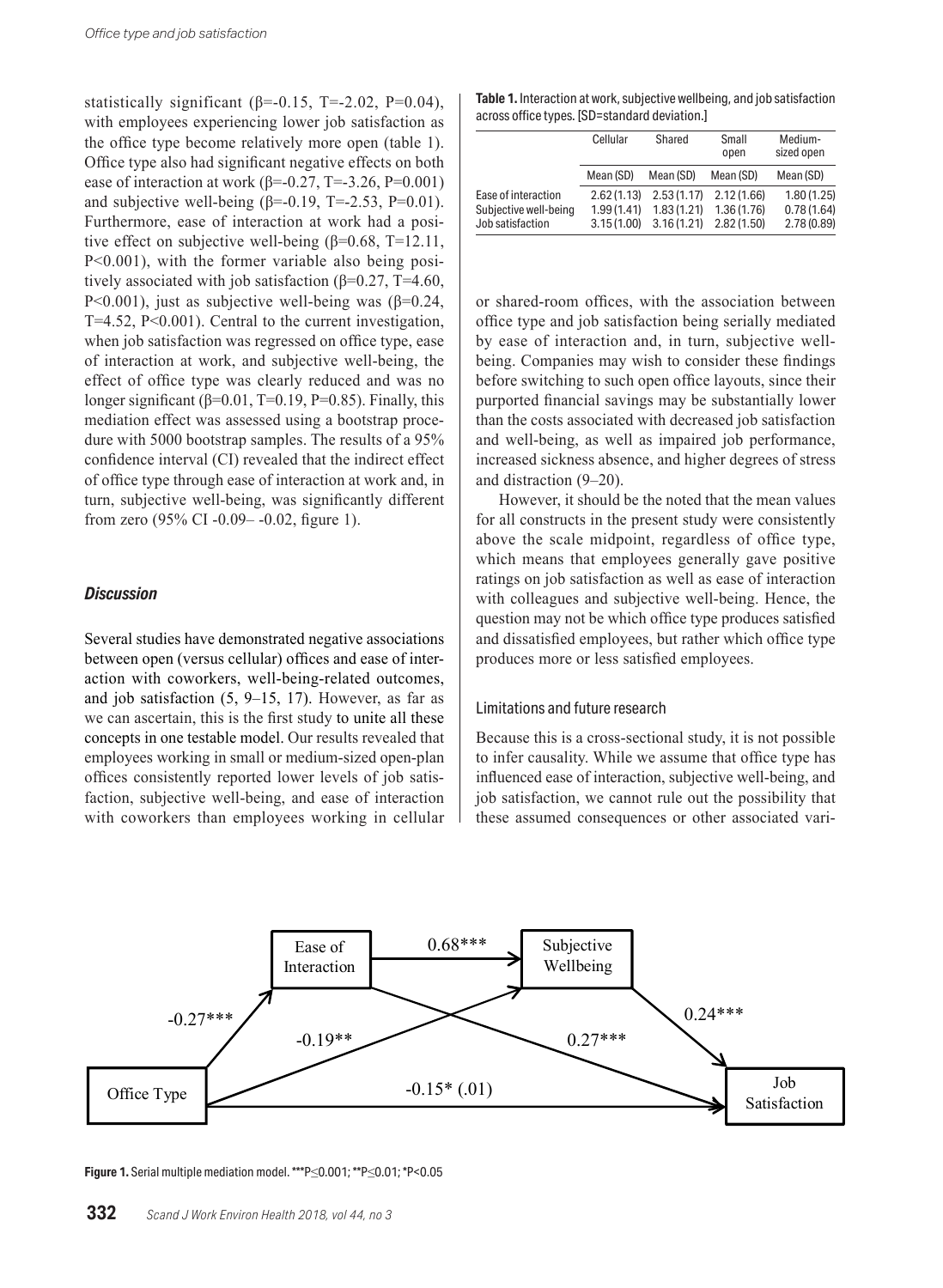statistically significant (β=-0.15, T=-2.02, P=0.04), with employees experiencing lower job satisfaction as the office type become relatively more open (table 1). Office type also had significant negative effects on both ease of interaction at work (β=-0.27, T=-3.26, P=0.001) and subjective well-being (β=-0.19, T=-2.53, P=0.01). Furthermore, ease of interaction at work had a positive effect on subjective well-being (β=0.68, T=12.11, P<0.001), with the former variable also being positively associated with job satisfaction (β=0.27, T=4.60, P<0.001), just as subjective well-being was (β=0.24, T=4.52, P<0.001). Central to the current investigation, when job satisfaction was regressed on office type, ease of interaction at work, and subjective well-being, the effect of office type was clearly reduced and was no longer significant (β=0.01, T=0.19, P=0.85). Finally, this mediation effect was assessed using a bootstrap procedure with 5000 bootstrap samples. The results of a 95% confidence interval (CI) revealed that the indirect effect of office type through ease of interaction at work and, in turn, subjective well-being, was significantly different from zero (95% CI -0.09– -0.02, figure 1).

**Table 1.** Interaction at work, subjective wellbeing, and job satisfaction across office types. [SD=standard deviation.]

| | Cellular | Shared | Small open | Medium-sized open |
|---|---|---|---|---|
| | Mean (SD) | Mean (SD) | Mean (SD) | Mean (SD) |
| Ease of interaction | 2.62 (1.13) | 2.53 (1.17) | 2.12 (1.66) | 1.80 (1.25) |
| Subjective well-being | 1.99 (1.41) | 1.83 (1.21) | 1.36 (1.76) | 0.78 (1.64) |
| Job satisfaction | 3.15 (1.00) | 3.16 (1.21) | 2.82 (1.50) | 2.78 (0.89) |

### *Discussion*

Several studies have demonstrated negative associations between open (versus cellular) offices and ease of interaction with coworkers, well-being-related outcomes, and job satisfaction (5, 9–15, 17). However, as far as we can ascertain, this is the first study to unite all these concepts in one testable model. Our results revealed that employees working in small or medium-sized open-plan offices consistently reported lower levels of job satisfaction, subjective well-being, and ease of interaction with coworkers than employees working in cellular or shared-room offices, with the association between office type and job satisfaction being serially mediated by ease of interaction and, in turn, subjective well-being. Companies may wish to consider these findings before switching to such open office layouts, since their purported financial savings may be substantially lower than the costs associated with decreased job satisfaction and well-being, as well as impaired job performance, increased sickness absence, and higher degrees of stress and distraction (9–20).

However, it should be the noted that the mean values for all constructs in the present study were consistently above the scale midpoint, regardless of office type, which means that employees generally gave positive ratings on job satisfaction as well as ease of interaction with colleagues and subjective well-being. Hence, the question may not be which office type produces satisfied and dissatisfied employees, but rather which office type produces more or less satisfied employees.

#### Limitations and future research

Because this is a cross-sectional study, it is not possible to infer causality. While we assume that office type has influenced ease of interaction, subjective well-being, and job satisfaction, we cannot rule out the possibility that these assumed consequences or other associated vari-

**Figure 1.** Serial multiple mediation model. ***P≤0.001; **P≤0.01; *P<0.05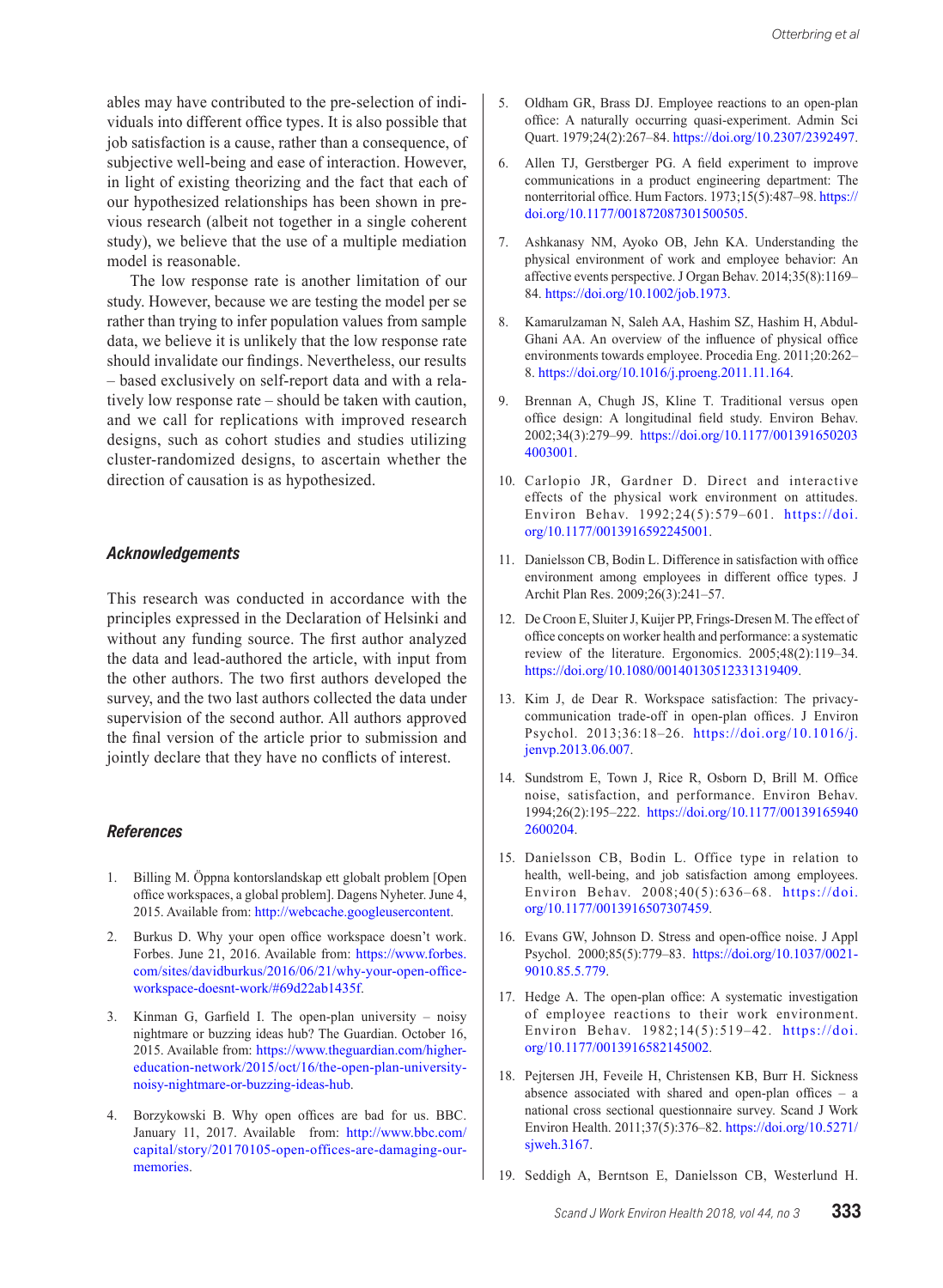ables may have contributed to the pre-selection of individuals into different office types. It is also possible that job satisfaction is a cause, rather than a consequence, of subjective well-being and ease of interaction. However, in light of existing theorizing and the fact that each of our hypothesized relationships has been shown in previous research (albeit not together in a single coherent study), we believe that the use of a multiple mediation model is reasonable.

The low response rate is another limitation of our study. However, because we are testing the model per se rather than trying to infer population values from sample data, we believe it is unlikely that the low response rate should invalidate our findings. Nevertheless, our results – based exclusively on self-report data and with a relatively low response rate – should be taken with caution, and we call for replications with improved research designs, such as cohort studies and studies utilizing cluster-randomized designs, to ascertain whether the direction of causation is as hypothesized.

### *Acknowledgements*

This research was conducted in accordance with the principles expressed in the Declaration of Helsinki and without any funding source. The first author analyzed the data and lead-authored the article, with input from the other authors. The two first authors developed the survey, and the two last authors collected the data under supervision of the second author. All authors approved the final version of the article prior to submission and jointly declare that they have no conflicts of interest.

### *References*

1. Billing M. Öppna kontorslandskap ett globalt problem [Open office workspaces, a global problem]. Dagens Nyheter. June 4, 2015. Available from: http://webcache.googleusercontent.
2. Burkus D. Why your open office workspace doesn't work. Forbes. June 21, 2016. Available from: https://www.forbes.com/sites/davidburkus/2016/06/21/why-your-open-office-workspace-doesnt-work/#69d22ab1435f.
3. Kinman G, Garfield I. The open-plan university – noisy nightmare or buzzing ideas hub? The Guardian. October 16, 2015. Available from: https://www.theguardian.com/higher-education-network/2015/oct/16/the-open-plan-university-noisy-nightmare-or-buzzing-ideas-hub.
4. Borzykowski B. Why open offices are bad for us. BBC. January 11, 2017. Available from: http://www.bbc.com/capital/story/20170105-open-offices-are-damaging-our-memories.
5. Oldham GR, Brass DJ. Employee reactions to an open-plan office: A naturally occurring quasi-experiment. Admin Sci Quart. 1979;24(2):267–84. https://doi.org/10.2307/2392497.
6. Allen TJ, Gerstberger PG. A field experiment to improve communications in a product engineering department: The nonterritorial office. Hum Factors. 1973;15(5):487–98. https://doi.org/10.1177/001872087301500505.
7. Ashkanasy NM, Ayoko OB, Jehn KA. Understanding the physical environment of work and employee behavior: An affective events perspective. J Organ Behav. 2014;35(8):1169–84. https://doi.org/10.1002/job.1973.
8. Kamarulzaman N, Saleh AA, Hashim SZ, Hashim H, Abdul-Ghani AA. An overview of the influence of physical office environments towards employee. Procedia Eng. 2011;20:262–8. https://doi.org/10.1016/j.proeng.2011.11.164.
9. Brennan A, Chugh JS, Kline T. Traditional versus open office design: A longitudinal field study. Environ Behav. 2002;34(3):279–99. https://doi.org/10.1177/0013916502034003001.
10. Carlopio JR, Gardner D. Direct and interactive effects of the physical work environment on attitudes. Environ Behav. 1992;24(5):579–601. https://doi.org/10.1177/0013916592245001.
11. Danielsson CB, Bodin L. Difference in satisfaction with office environment among employees in different office types. J Archit Plan Res. 2009;26(3):241–57.
12. De Croon E, Sluiter J, Kuijer PP, Frings-Dresen M. The effect of office concepts on worker health and performance: a systematic review of the literature. Ergonomics. 2005;48(2):119–34. https://doi.org/10.1080/00140130512331319409.
13. Kim J, de Dear R. Workspace satisfaction: The privacy-communication trade-off in open-plan offices. J Environ Psychol. 2013;36:18–26. https://doi.org/10.1016/j.jenvp.2013.06.007.
14. Sundstrom E, Town J, Rice R, Osborn D, Brill M. Office noise, satisfaction, and performance. Environ Behav. 1994;26(2):195–222. https://doi.org/10.1177/001391659402600204.
15. Danielsson CB, Bodin L. Office type in relation to health, well-being, and job satisfaction among employees. Environ Behav. 2008;40(5):636–68. https://doi.org/10.1177/0013916507307459.
16. Evans GW, Johnson D. Stress and open-office noise. J Appl Psychol. 2000;85(5):779–83. https://doi.org/10.1037/0021-9010.85.5.779.
17. Hedge A. The open-plan office: A systematic investigation of employee reactions to their work environment. Environ Behav. 1982;14(5):519–42. https://doi.org/10.1177/0013916582145002.
18. Pejtersen JH, Feveile H, Christensen KB, Burr H. Sickness absence associated with shared and open-plan offices – a national cross sectional questionnaire survey. Scand J Work Environ Health. 2011;37(5):376–82. https://doi.org/10.5271/sjweh.3167.
19. Seddigh A, Berntson E, Danielsson CB, Westerlund H.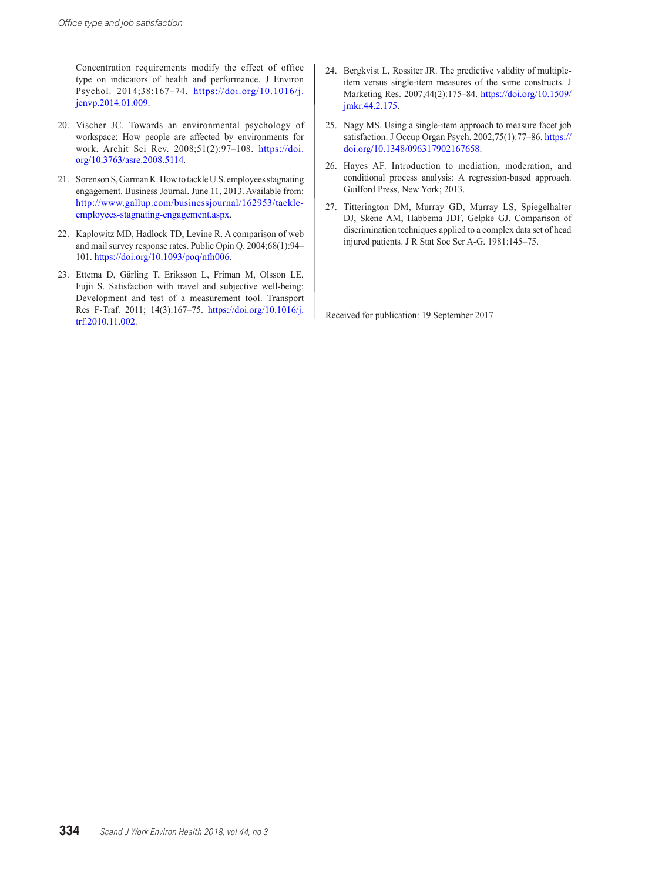Concentration requirements modify the effect of office type on indicators of health and performance. J Environ Psychol. 2014;38:167–74. https://doi.org/10.1016/j.jenvp.2014.01.009.

20. Vischer JC. Towards an environmental psychology of workspace: How people are affected by environments for work. Archit Sci Rev. 2008;51(2):97–108. https://doi.org/10.3763/asre.2008.5114.

21. Sorenson S, Garman K. How to tackle U.S. employees stagnating engagement. Business Journal. June 11, 2013. Available from: http://www.gallup.com/businessjournal/162953/tackle-employees-stagnating-engagement.aspx.

22. Kaplowitz MD, Hadlock TD, Levine R. A comparison of web and mail survey response rates. Public Opin Q. 2004;68(1):94–101. https://doi.org/10.1093/poq/nfh006.

23. Ettema D, Gärling T, Eriksson L, Friman M, Olsson LE, Fujii S. Satisfaction with travel and subjective well-being: Development and test of a measurement tool. Transport Res F-Traf. 2011; 14(3):167–75. https://doi.org/10.1016/j.trf.2010.11.002.

24. Bergkvist L, Rossiter JR. The predictive validity of multiple-item versus single-item measures of the same constructs. J Marketing Res. 2007;44(2):175–84. https://doi.org/10.1509/jmkr.44.2.175.

25. Nagy MS. Using a single-item approach to measure facet job satisfaction. J Occup Organ Psych. 2002;75(1):77–86. https://doi.org/10.1348/096317902167658.

26. Hayes AF. Introduction to mediation, moderation, and conditional process analysis: A regression-based approach. Guilford Press, New York; 2013.

27. Titterington DM, Murray GD, Murray LS, Spiegelhalter DJ, Skene AM, Habbema JDF, Gelpke GJ. Comparison of discrimination techniques applied to a complex data set of head injured patients. J R Stat Soc Ser A-G. 1981;145–75.

Received for publication: 19 September 2017